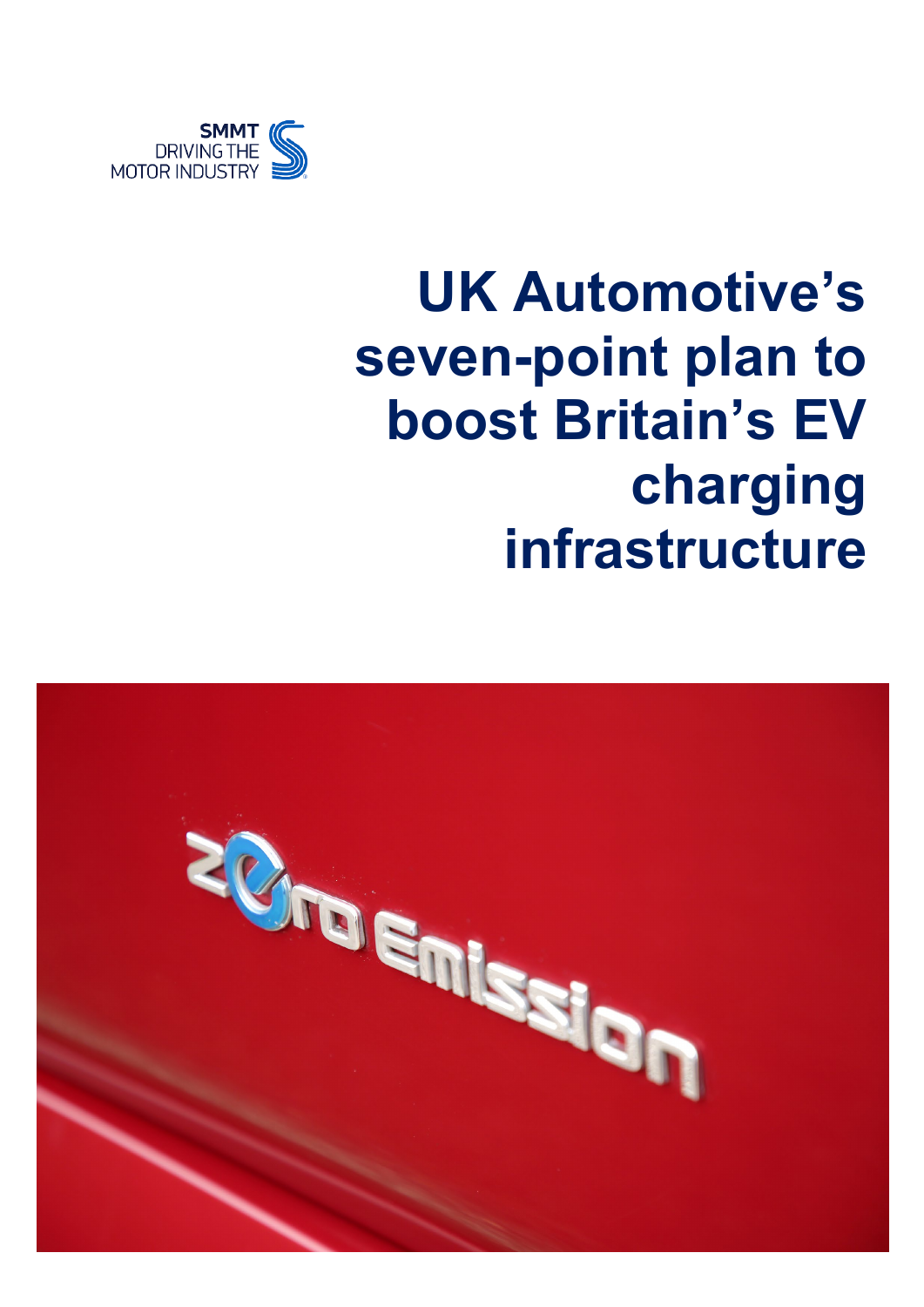SMMT
DRIVING THE
MOTOR INDUSTRY

# UK Automotive's seven-point plan to boost Britain's EV charging infrastructure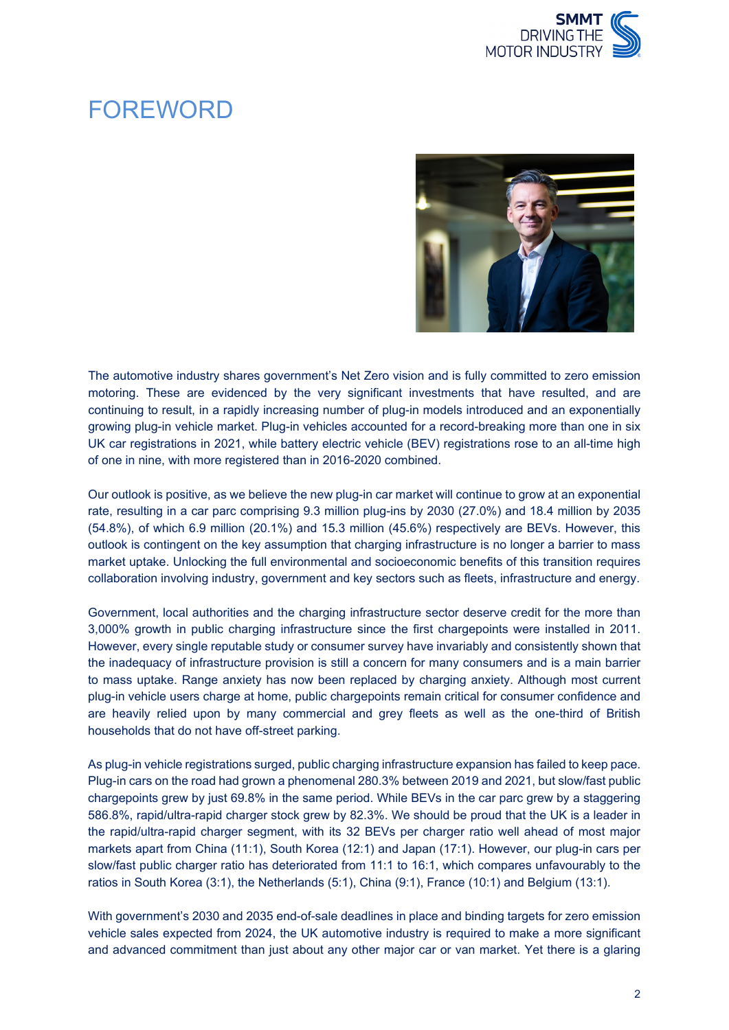# FOREWORD

The automotive industry shares government's Net Zero vision and is fully committed to zero emission motoring. These are evidenced by the very significant investments that have resulted, and are continuing to result, in a rapidly increasing number of plug-in models introduced and an exponentially growing plug-in vehicle market. Plug-in vehicles accounted for a record-breaking more than one in six UK car registrations in 2021, while battery electric vehicle (BEV) registrations rose to an all-time high of one in nine, with more registered than in 2016-2020 combined.

Our outlook is positive, as we believe the new plug-in car market will continue to grow at an exponential rate, resulting in a car parc comprising 9.3 million plug-ins by 2030 (27.0%) and 18.4 million by 2035 (54.8%), of which 6.9 million (20.1%) and 15.3 million (45.6%) respectively are BEVs. However, this outlook is contingent on the key assumption that charging infrastructure is no longer a barrier to mass market uptake. Unlocking the full environmental and socioeconomic benefits of this transition requires collaboration involving industry, government and key sectors such as fleets, infrastructure and energy.

Government, local authorities and the charging infrastructure sector deserve credit for the more than 3,000% growth in public charging infrastructure since the first chargepoints were installed in 2011. However, every single reputable study or consumer survey have invariably and consistently shown that the inadequacy of infrastructure provision is still a concern for many consumers and is a main barrier to mass uptake. Range anxiety has now been replaced by charging anxiety. Although most current plug-in vehicle users charge at home, public chargepoints remain critical for consumer confidence and are heavily relied upon by many commercial and grey fleets as well as the one-third of British households that do not have off-street parking.

As plug-in vehicle registrations surged, public charging infrastructure expansion has failed to keep pace. Plug-in cars on the road had grown a phenomenal 280.3% between 2019 and 2021, but slow/fast public chargepoints grew by just 69.8% in the same period. While BEVs in the car parc grew by a staggering 586.8%, rapid/ultra-rapid charger stock grew by 82.3%. We should be proud that the UK is a leader in the rapid/ultra-rapid charger segment, with its 32 BEVs per charger ratio well ahead of most major markets apart from China (11:1), South Korea (12:1) and Japan (17:1). However, our plug-in cars per slow/fast public charger ratio has deteriorated from 11:1 to 16:1, which compares unfavourably to the ratios in South Korea (3:1), the Netherlands (5:1), China (9:1), France (10:1) and Belgium (13:1).

With government's 2030 and 2035 end-of-sale deadlines in place and binding targets for zero emission vehicle sales expected from 2024, the UK automotive industry is required to make a more significant and advanced commitment than just about any other major car or van market. Yet there is a glaring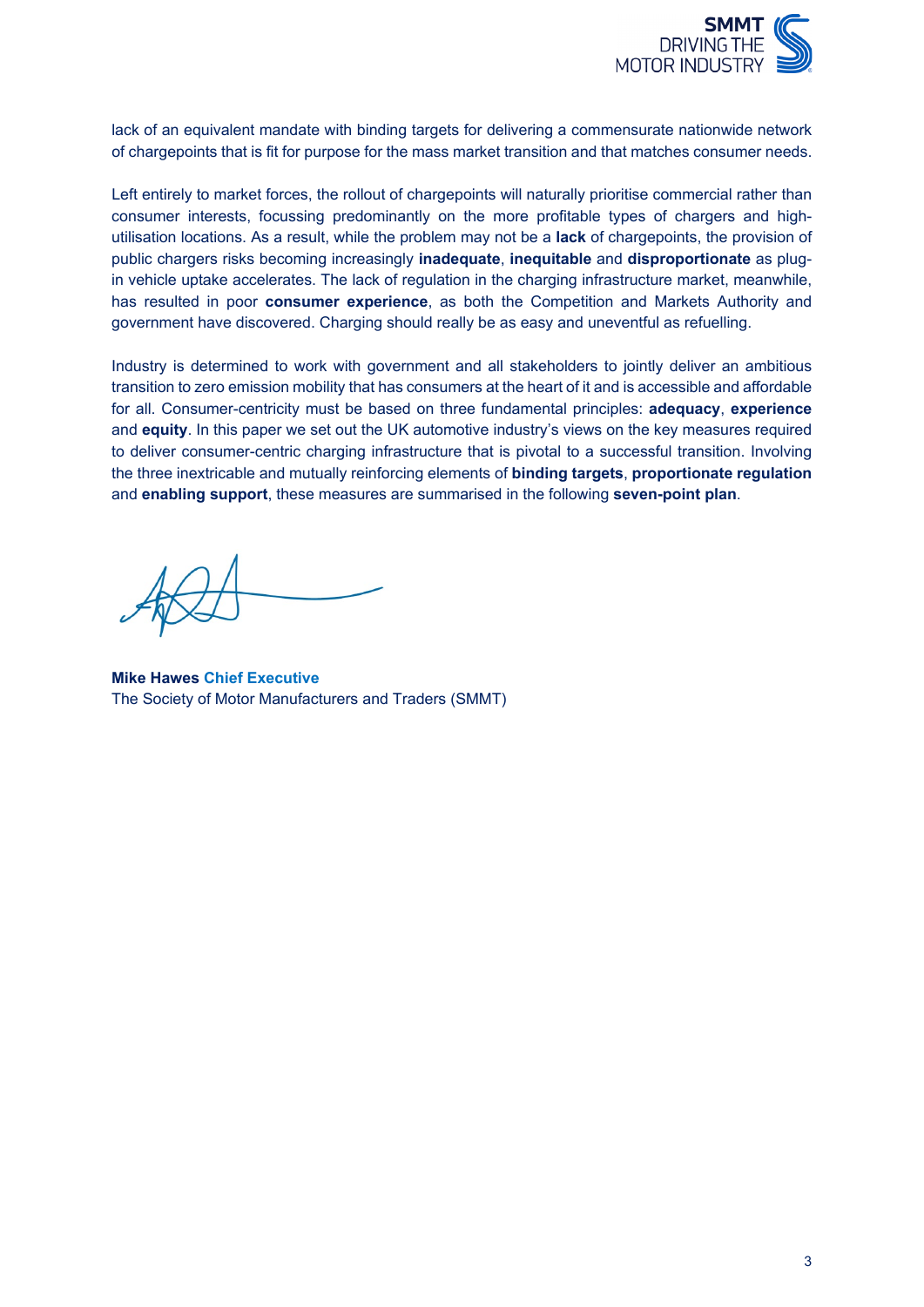lack of an equivalent mandate with binding targets for delivering a commensurate nationwide network of chargepoints that is fit for purpose for the mass market transition and that matches consumer needs.

Left entirely to market forces, the rollout of chargepoints will naturally prioritise commercial rather than consumer interests, focussing predominantly on the more profitable types of chargers and high-utilisation locations. As a result, while the problem may not be a **lack** of chargepoints, the provision of public chargers risks becoming increasingly **inadequate**, **inequitable** and **disproportionate** as plug-in vehicle uptake accelerates. The lack of regulation in the charging infrastructure market, meanwhile, has resulted in poor **consumer experience**, as both the Competition and Markets Authority and government have discovered. Charging should really be as easy and uneventful as refuelling.

Industry is determined to work with government and all stakeholders to jointly deliver an ambitious transition to zero emission mobility that has consumers at the heart of it and is accessible and affordable for all. Consumer-centricity must be based on three fundamental principles: **adequacy**, **experience** and **equity**. In this paper we set out the UK automotive industry's views on the key measures required to deliver consumer-centric charging infrastructure that is pivotal to a successful transition. Involving the three inextricable and mutually reinforcing elements of **binding targets**, **proportionate regulation** and **enabling support**, these measures are summarised in the following **seven-point plan**.

**Mike Hawes** **Chief Executive**
The Society of Motor Manufacturers and Traders (SMMT)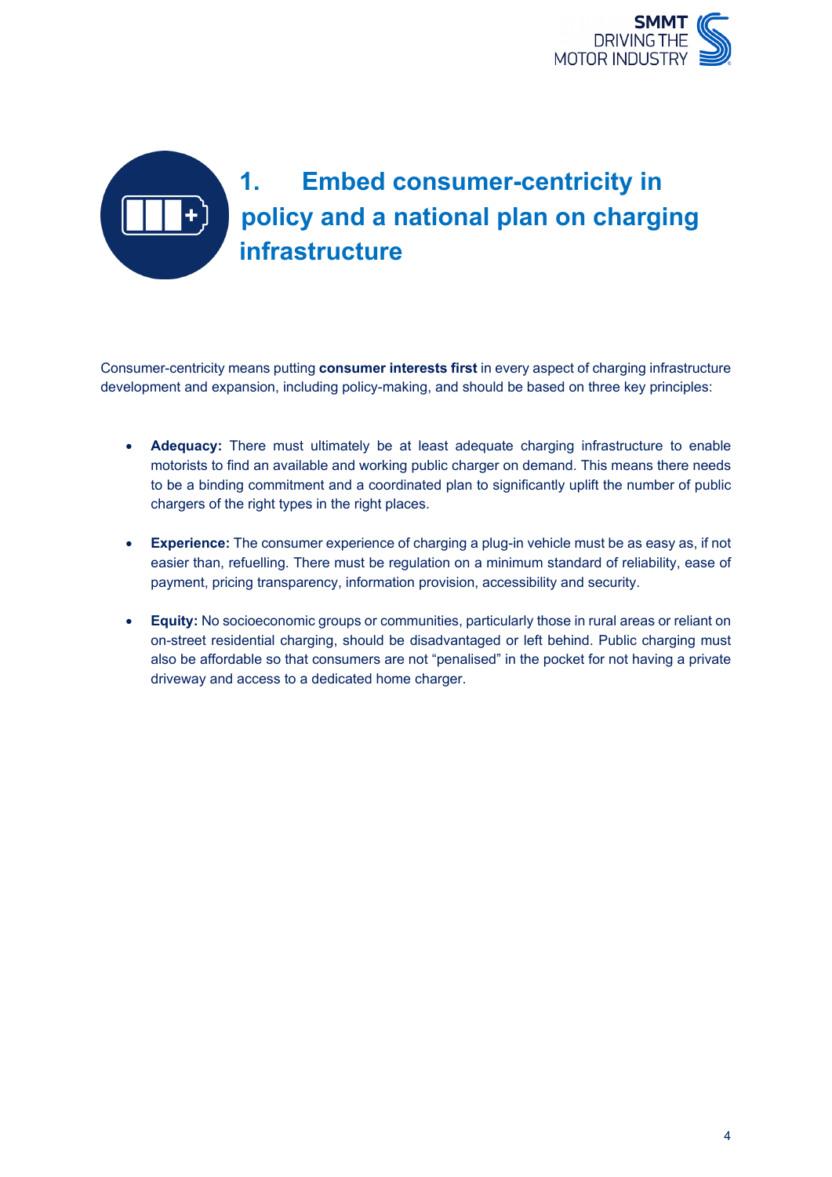# 1. Embed consumer-centricity in policy and a national plan on charging infrastructure

Consumer-centricity means putting **consumer interests first** in every aspect of charging infrastructure development and expansion, including policy-making, and should be based on three key principles:

- **Adequacy:** There must ultimately be at least adequate charging infrastructure to enable motorists to find an available and working public charger on demand. This means there needs to be a binding commitment and a coordinated plan to significantly uplift the number of public chargers of the right types in the right places.

- **Experience:** The consumer experience of charging a plug-in vehicle must be as easy as, if not easier than, refuelling. There must be regulation on a minimum standard of reliability, ease of payment, pricing transparency, information provision, accessibility and security.

- **Equity:** No socioeconomic groups or communities, particularly those in rural areas or reliant on on-street residential charging, should be disadvantaged or left behind. Public charging must also be affordable so that consumers are not "penalised" in the pocket for not having a private driveway and access to a dedicated home charger.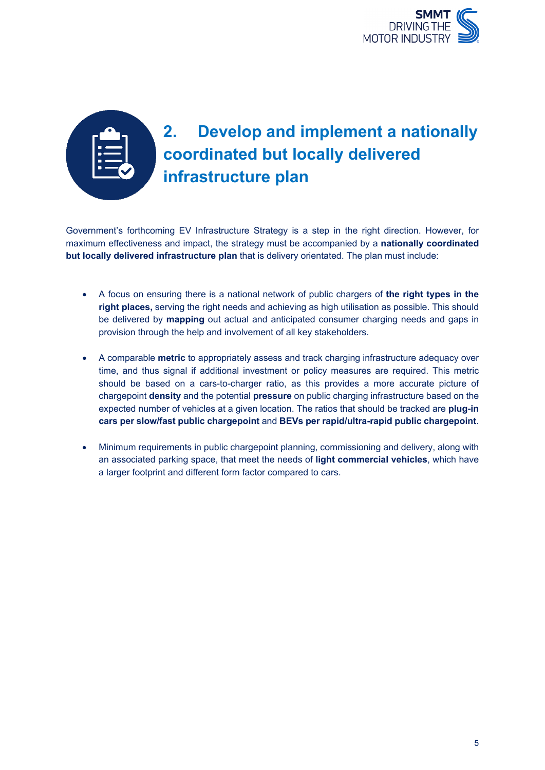## 2. Develop and implement a nationally coordinated but locally delivered infrastructure plan

Government's forthcoming EV Infrastructure Strategy is a step in the right direction. However, for maximum effectiveness and impact, the strategy must be accompanied by a **nationally coordinated but locally delivered infrastructure plan** that is delivery orientated. The plan must include:

- A focus on ensuring there is a national network of public chargers of **the right types in the right places,** serving the right needs and achieving as high utilisation as possible. This should be delivered by **mapping** out actual and anticipated consumer charging needs and gaps in provision through the help and involvement of all key stakeholders.
- A comparable **metric** to appropriately assess and track charging infrastructure adequacy over time, and thus signal if additional investment or policy measures are required. This metric should be based on a cars-to-charger ratio, as this provides a more accurate picture of chargepoint **density** and the potential **pressure** on public charging infrastructure based on the expected number of vehicles at a given location. The ratios that should be tracked are **plug-in cars per slow/fast public chargepoint** and **BEVs per rapid/ultra-rapid public chargepoint**.
- Minimum requirements in public chargepoint planning, commissioning and delivery, along with an associated parking space, that meet the needs of **light commercial vehicles**, which have a larger footprint and different form factor compared to cars.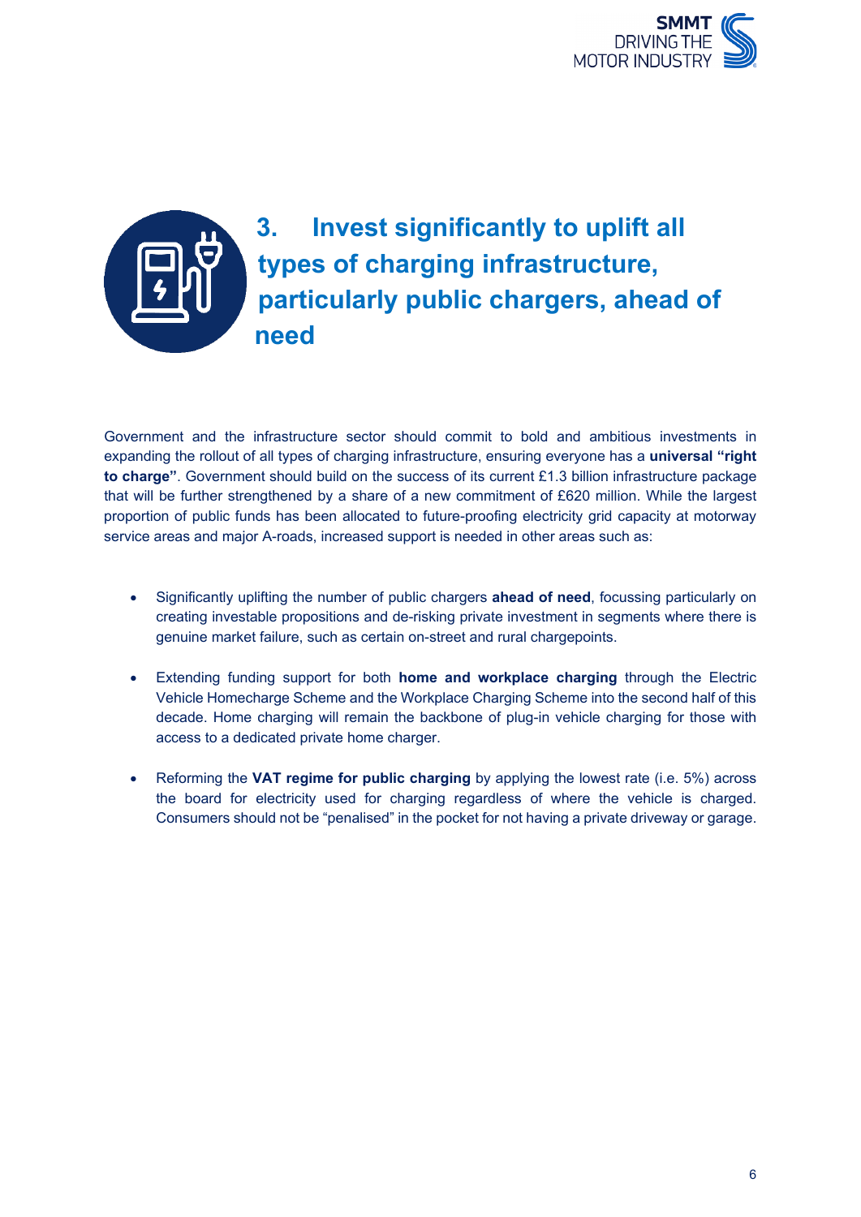## 3. Invest significantly to uplift all types of charging infrastructure, particularly public chargers, ahead of need

Government and the infrastructure sector should commit to bold and ambitious investments in expanding the rollout of all types of charging infrastructure, ensuring everyone has a **universal "right to charge"**. Government should build on the success of its current £1.3 billion infrastructure package that will be further strengthened by a share of a new commitment of £620 million. While the largest proportion of public funds has been allocated to future-proofing electricity grid capacity at motorway service areas and major A-roads, increased support is needed in other areas such as:

- Significantly uplifting the number of public chargers **ahead of need**, focussing particularly on creating investable propositions and de-risking private investment in segments where there is genuine market failure, such as certain on-street and rural chargepoints.

- Extending funding support for both **home and workplace charging** through the Electric Vehicle Homecharge Scheme and the Workplace Charging Scheme into the second half of this decade. Home charging will remain the backbone of plug-in vehicle charging for those with access to a dedicated private home charger.

- Reforming the **VAT regime for public charging** by applying the lowest rate (i.e. 5%) across the board for electricity used for charging regardless of where the vehicle is charged. Consumers should not be "penalised" in the pocket for not having a private driveway or garage.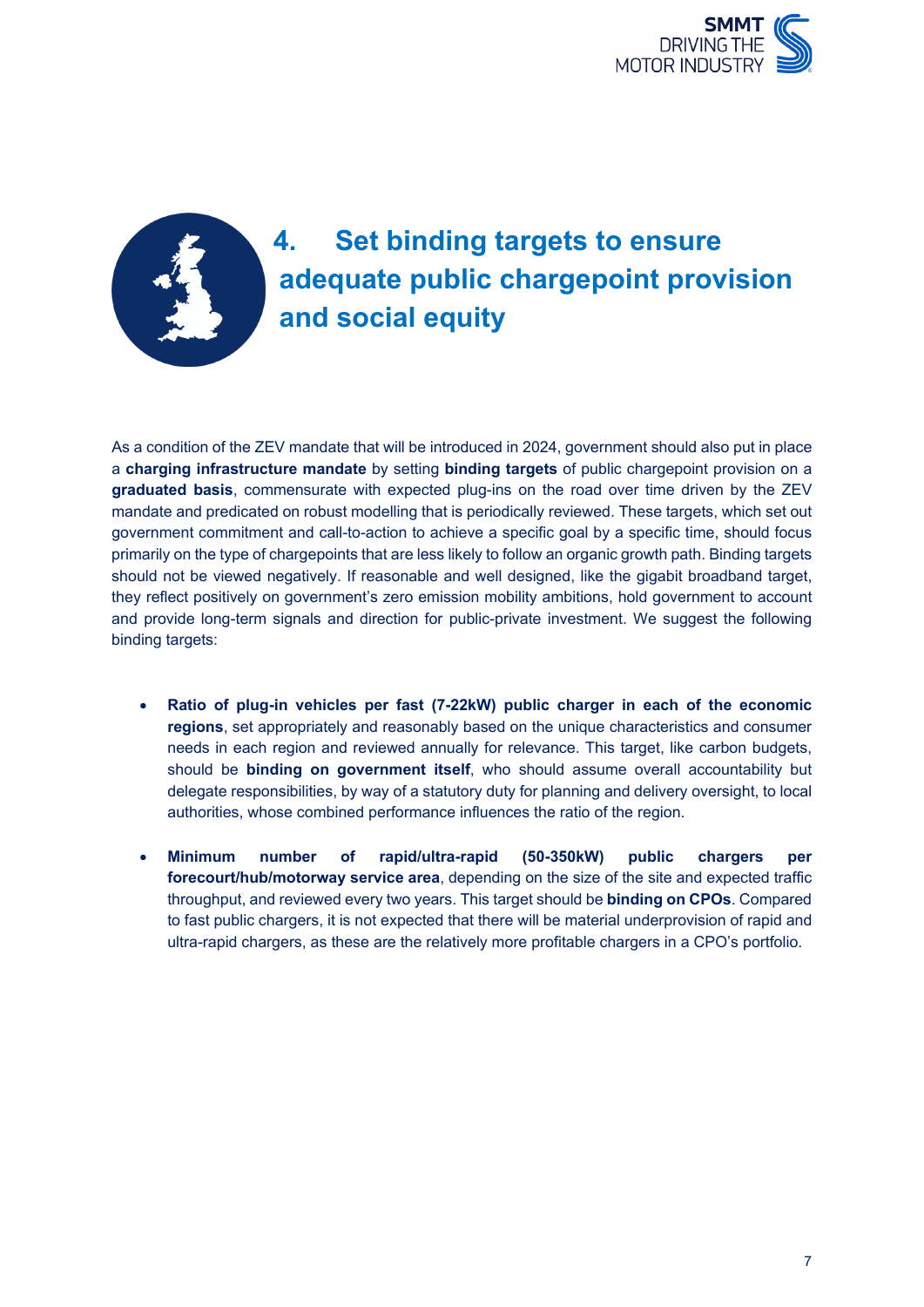# 4. Set binding targets to ensure adequate public chargepoint provision and social equity

As a condition of the ZEV mandate that will be introduced in 2024, government should also put in place a **charging infrastructure mandate** by setting **binding targets** of public chargepoint provision on a **graduated basis**, commensurate with expected plug-ins on the road over time driven by the ZEV mandate and predicated on robust modelling that is periodically reviewed. These targets, which set out government commitment and call-to-action to achieve a specific goal by a specific time, should focus primarily on the type of chargepoints that are less likely to follow an organic growth path. Binding targets should not be viewed negatively. If reasonable and well designed, like the gigabit broadband target, they reflect positively on government's zero emission mobility ambitions, hold government to account and provide long-term signals and direction for public-private investment. We suggest the following binding targets:

- **Ratio of plug-in vehicles per fast (7-22kW) public charger in each of the economic regions**, set appropriately and reasonably based on the unique characteristics and consumer needs in each region and reviewed annually for relevance. This target, like carbon budgets, should be **binding on government itself**, who should assume overall accountability but delegate responsibilities, by way of a statutory duty for planning and delivery oversight, to local authorities, whose combined performance influences the ratio of the region.

- **Minimum number of rapid/ultra-rapid (50-350kW) public chargers per forecourt/hub/motorway service area**, depending on the size of the site and expected traffic throughput, and reviewed every two years. This target should be **binding on CPOs**. Compared to fast public chargers, it is not expected that there will be material underprovision of rapid and ultra-rapid chargers, as these are the relatively more profitable chargers in a CPO's portfolio.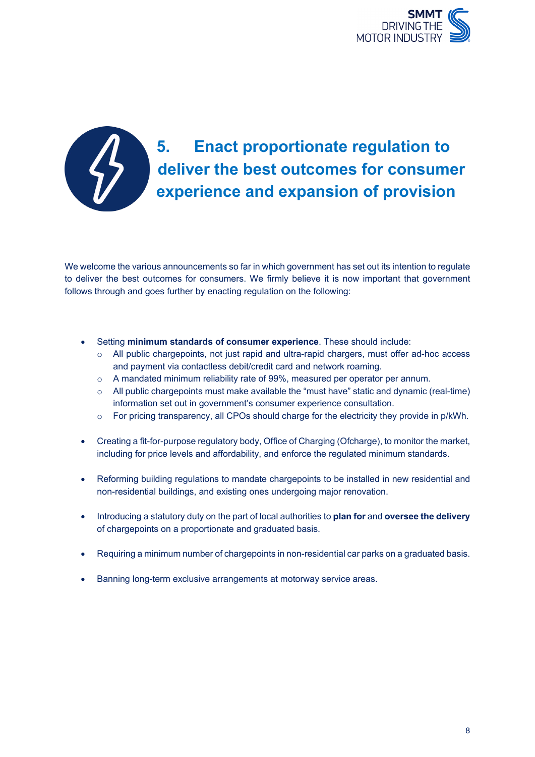# 5. Enact proportionate regulation to deliver the best outcomes for consumer experience and expansion of provision

We welcome the various announcements so far in which government has set out its intention to regulate to deliver the best outcomes for consumers. We firmly believe it is now important that government follows through and goes further by enacting regulation on the following:

- Setting **minimum standards of consumer experience**. These should include:
  - All public chargepoints, not just rapid and ultra-rapid chargers, must offer ad-hoc access and payment via contactless debit/credit card and network roaming.
  - A mandated minimum reliability rate of 99%, measured per operator per annum.
  - All public chargepoints must make available the "must have" static and dynamic (real-time) information set out in government's consumer experience consultation.
  - For pricing transparency, all CPOs should charge for the electricity they provide in p/kWh.

- Creating a fit-for-purpose regulatory body, Office of Charging (Ofcharge), to monitor the market, including for price levels and affordability, and enforce the regulated minimum standards.

- Reforming building regulations to mandate chargepoints to be installed in new residential and non-residential buildings, and existing ones undergoing major renovation.

- Introducing a statutory duty on the part of local authorities to **plan for** and **oversee the delivery** of chargepoints on a proportionate and graduated basis.

- Requiring a minimum number of chargepoints in non-residential car parks on a graduated basis.

- Banning long-term exclusive arrangements at motorway service areas.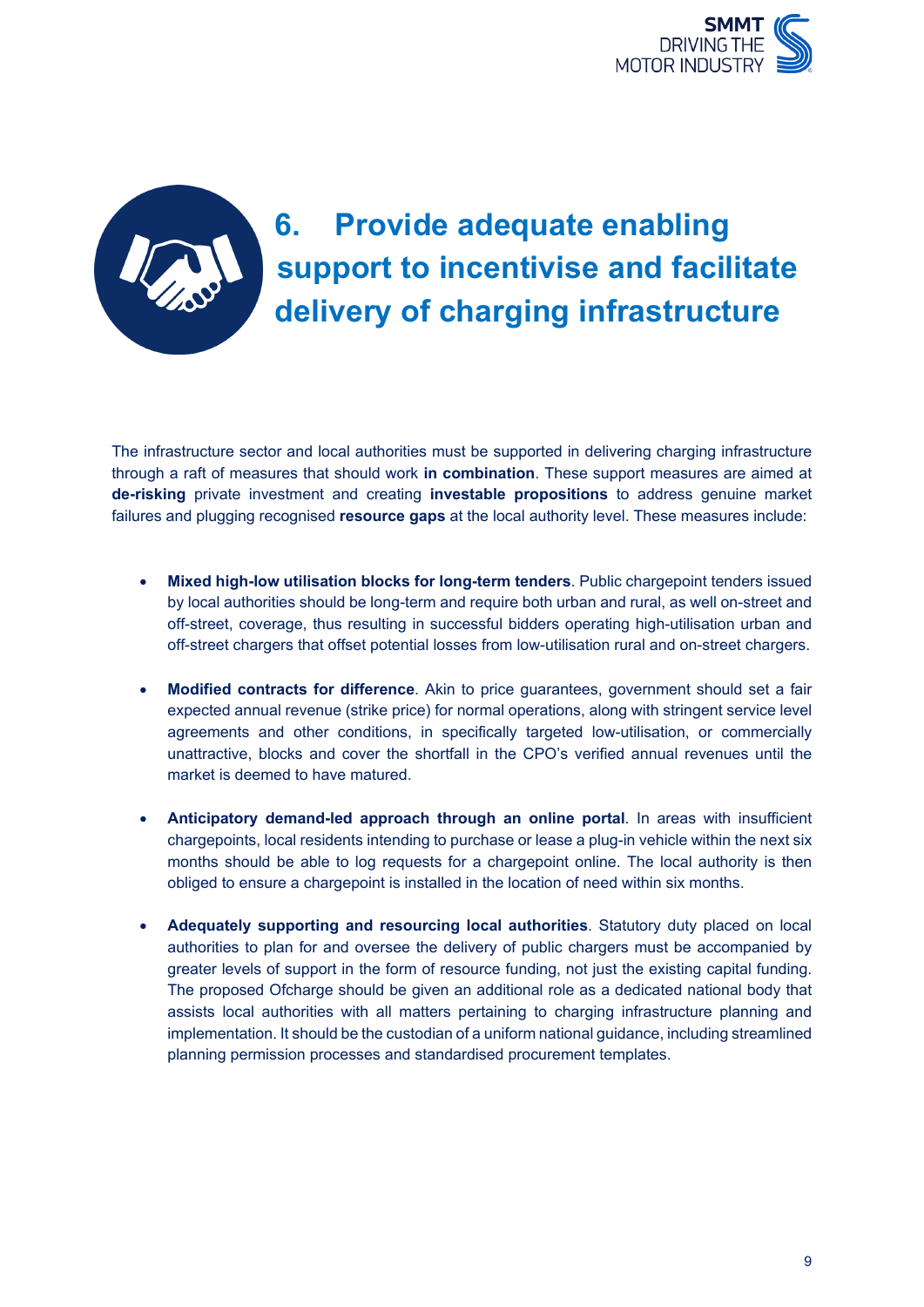# 6. Provide adequate enabling support to incentivise and facilitate delivery of charging infrastructure

The infrastructure sector and local authorities must be supported in delivering charging infrastructure through a raft of measures that should work **in combination**. These support measures are aimed at **de-risking** private investment and creating **investable propositions** to address genuine market failures and plugging recognised **resource gaps** at the local authority level. These measures include:

- **Mixed high-low utilisation blocks for long-term tenders**. Public chargepoint tenders issued by local authorities should be long-term and require both urban and rural, as well on-street and off-street, coverage, thus resulting in successful bidders operating high-utilisation urban and off-street chargers that offset potential losses from low-utilisation rural and on-street chargers.

- **Modified contracts for difference**. Akin to price guarantees, government should set a fair expected annual revenue (strike price) for normal operations, along with stringent service level agreements and other conditions, in specifically targeted low-utilisation, or commercially unattractive, blocks and cover the shortfall in the CPO's verified annual revenues until the market is deemed to have matured.

- **Anticipatory demand-led approach through an online portal**. In areas with insufficient chargepoints, local residents intending to purchase or lease a plug-in vehicle within the next six months should be able to log requests for a chargepoint online. The local authority is then obliged to ensure a chargepoint is installed in the location of need within six months.

- **Adequately supporting and resourcing local authorities**. Statutory duty placed on local authorities to plan for and oversee the delivery of public chargers must be accompanied by greater levels of support in the form of resource funding, not just the existing capital funding. The proposed Ofcharge should be given an additional role as a dedicated national body that assists local authorities with all matters pertaining to charging infrastructure planning and implementation. It should be the custodian of a uniform national guidance, including streamlined planning permission processes and standardised procurement templates.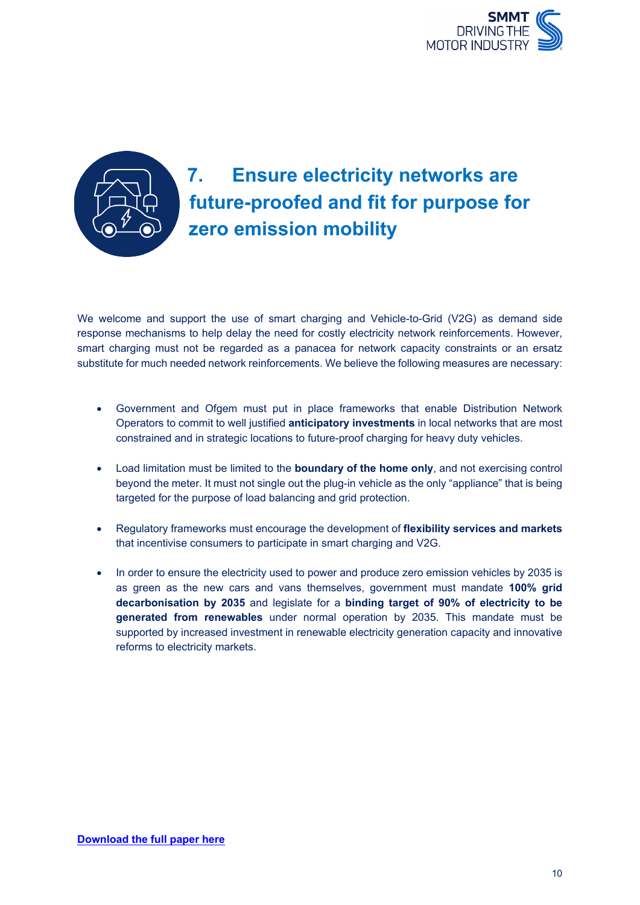## 7. Ensure electricity networks are future-proofed and fit for purpose for zero emission mobility

We welcome and support the use of smart charging and Vehicle-to-Grid (V2G) as demand side response mechanisms to help delay the need for costly electricity network reinforcements. However, smart charging must not be regarded as a panacea for network capacity constraints or an ersatz substitute for much needed network reinforcements. We believe the following measures are necessary:

- Government and Ofgem must put in place frameworks that enable Distribution Network Operators to commit to well justified **anticipatory investments** in local networks that are most constrained and in strategic locations to future-proof charging for heavy duty vehicles.
- Load limitation must be limited to the **boundary of the home only**, and not exercising control beyond the meter. It must not single out the plug-in vehicle as the only "appliance" that is being targeted for the purpose of load balancing and grid protection.
- Regulatory frameworks must encourage the development of **flexibility services and markets** that incentivise consumers to participate in smart charging and V2G.
- In order to ensure the electricity used to power and produce zero emission vehicles by 2035 is as green as the new cars and vans themselves, government must mandate **100% grid decarbonisation by 2035** and legislate for a **binding target of 90% of electricity to be generated from renewables** under normal operation by 2035. This mandate must be supported by increased investment in renewable electricity generation capacity and innovative reforms to electricity markets.

**Download the full paper here**